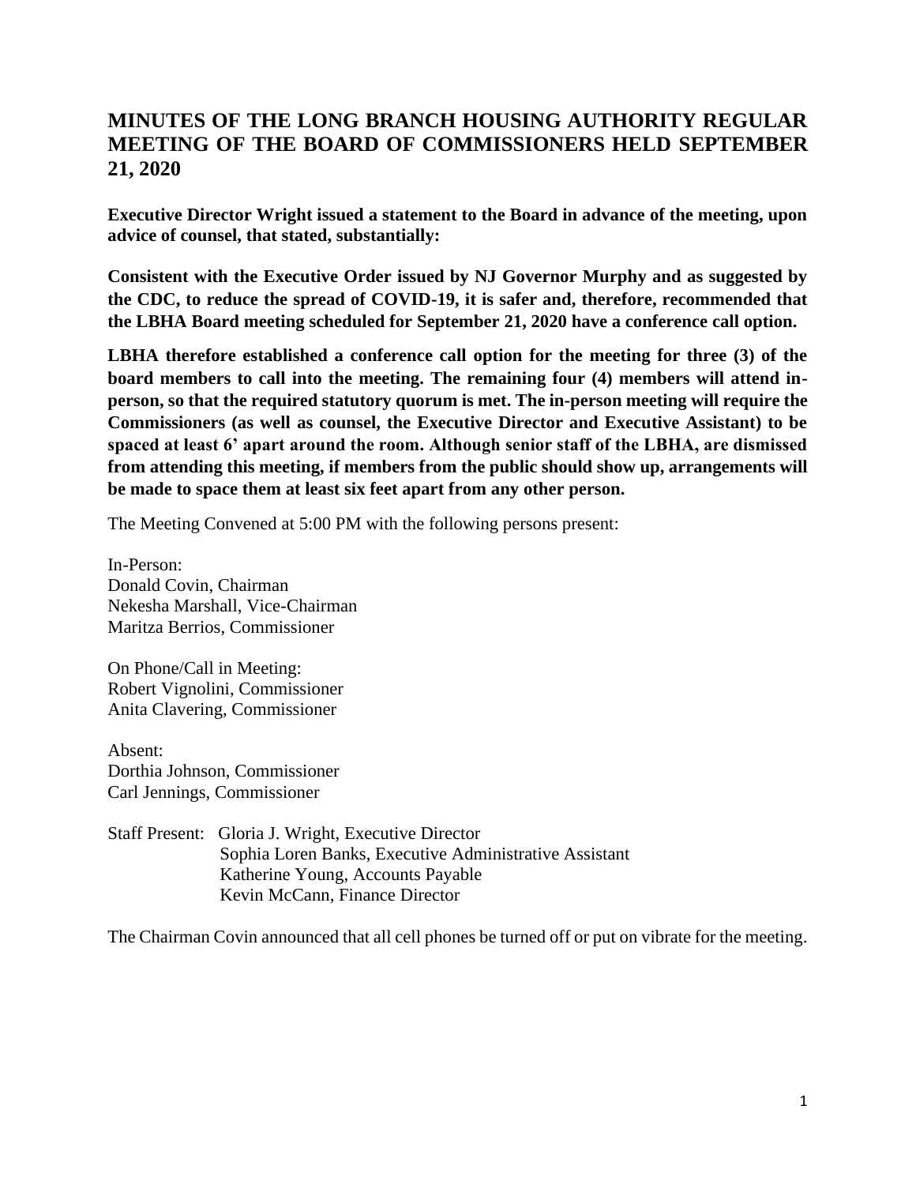# MINUTES OF THE LONG BRANCH HOUSING AUTHORITY REGULAR MEETING OF THE BOARD OF COMMISSIONERS HELD SEPTEMBER 21, 2020

**Executive Director Wright issued a statement to the Board in advance of the meeting, upon advice of counsel, that stated, substantially:**

**Consistent with the Executive Order issued by NJ Governor Murphy and as suggested by the CDC, to reduce the spread of COVID-19, it is safer and, therefore, recommended that the LBHA Board meeting scheduled for September 21, 2020 have a conference call option.**

**LBHA therefore established a conference call option for the meeting for three (3) of the board members to call into the meeting. The remaining four (4) members will attend in-person, so that the required statutory quorum is met. The in-person meeting will require the Commissioners (as well as counsel, the Executive Director and Executive Assistant) to be spaced at least 6' apart around the room. Although senior staff of the LBHA, are dismissed from attending this meeting, if members from the public should show up, arrangements will be made to space them at least six feet apart from any other person.**

The Meeting Convened at 5:00 PM with the following persons present:

In-Person:
Donald Covin, Chairman
Nekesha Marshall, Vice-Chairman
Maritza Berrios, Commissioner

On Phone/Call in Meeting:
Robert Vignolini, Commissioner
Anita Clavering, Commissioner

Absent:
Dorthia Johnson, Commissioner
Carl Jennings, Commissioner

Staff Present: Gloria J. Wright, Executive Director
Sophia Loren Banks, Executive Administrative Assistant
Katherine Young, Accounts Payable
Kevin McCann, Finance Director

The Chairman Covin announced that all cell phones be turned off or put on vibrate for the meeting.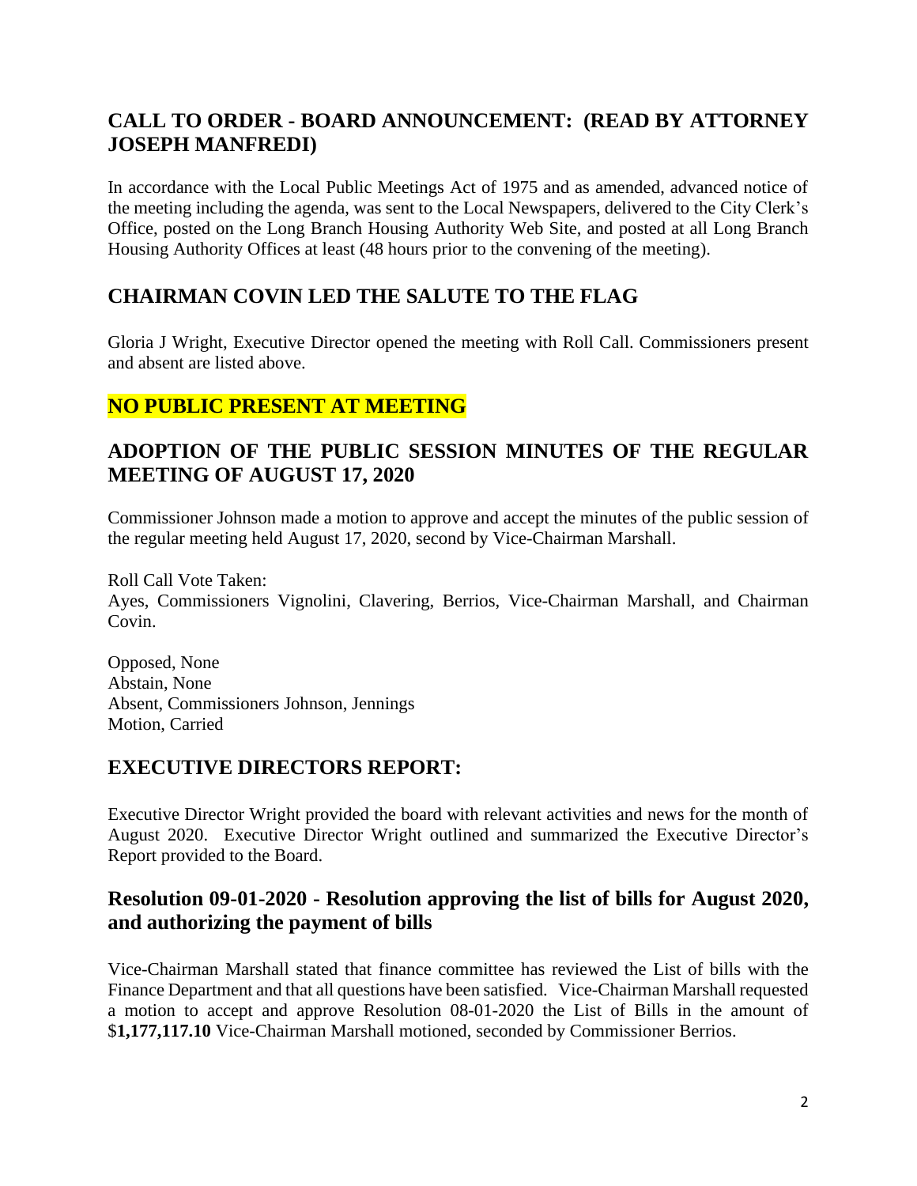## CALL TO ORDER - BOARD ANNOUNCEMENT: (READ BY ATTORNEY JOSEPH MANFREDI)

In accordance with the Local Public Meetings Act of 1975 and as amended, advanced notice of the meeting including the agenda, was sent to the Local Newspapers, delivered to the City Clerk's Office, posted on the Long Branch Housing Authority Web Site, and posted at all Long Branch Housing Authority Offices at least (48 hours prior to the convening of the meeting).

## CHAIRMAN COVIN LED THE SALUTE TO THE FLAG

Gloria J Wright, Executive Director opened the meeting with Roll Call. Commissioners present and absent are listed above.

## NO PUBLIC PRESENT AT MEETING

## ADOPTION OF THE PUBLIC SESSION MINUTES OF THE REGULAR MEETING OF AUGUST 17, 2020

Commissioner Johnson made a motion to approve and accept the minutes of the public session of the regular meeting held August 17, 2020, second by Vice-Chairman Marshall.

Roll Call Vote Taken:
Ayes, Commissioners Vignolini, Clavering, Berrios, Vice-Chairman Marshall, and Chairman Covin.

Opposed, None
Abstain, None
Absent, Commissioners Johnson, Jennings
Motion, Carried

## EXECUTIVE DIRECTORS REPORT:

Executive Director Wright provided the board with relevant activities and news for the month of August 2020. Executive Director Wright outlined and summarized the Executive Director's Report provided to the Board.

## Resolution 09-01-2020 - Resolution approving the list of bills for August 2020, and authorizing the payment of bills

Vice-Chairman Marshall stated that finance committee has reviewed the List of bills with the Finance Department and that all questions have been satisfied. Vice-Chairman Marshall requested a motion to accept and approve Resolution 08-01-2020 the List of Bills in the amount of $**1,177,117.10** Vice-Chairman Marshall motioned, seconded by Commissioner Berrios.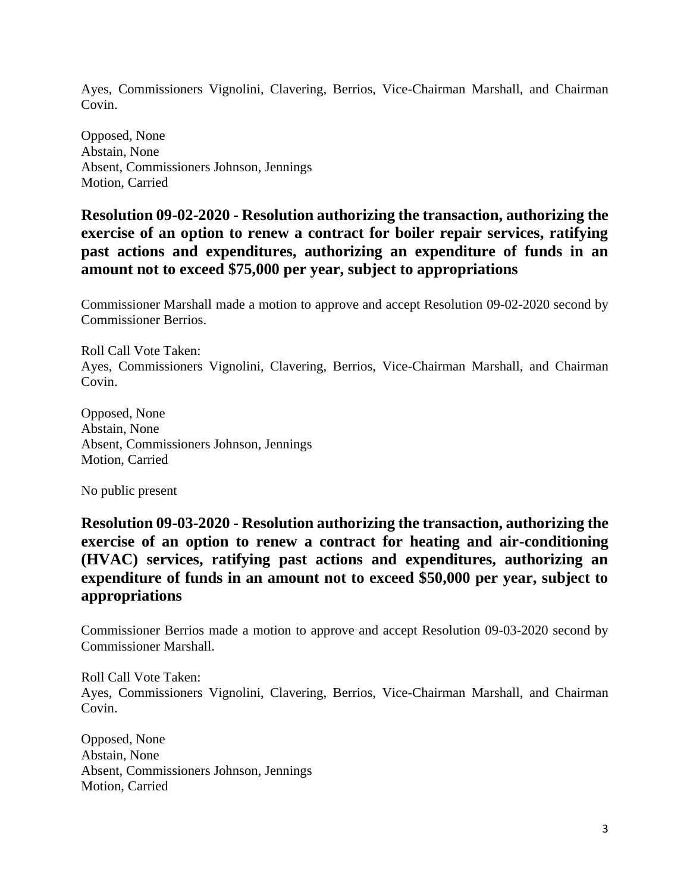Ayes, Commissioners Vignolini, Clavering, Berrios, Vice-Chairman Marshall, and Chairman Covin.

Opposed, None
Abstain, None
Absent, Commissioners Johnson, Jennings
Motion, Carried

## Resolution 09-02-2020 - Resolution authorizing the transaction, authorizing the exercise of an option to renew a contract for boiler repair services, ratifying past actions and expenditures, authorizing an expenditure of funds in an amount not to exceed $75,000 per year, subject to appropriations

Commissioner Marshall made a motion to approve and accept Resolution 09-02-2020 second by Commissioner Berrios.

Roll Call Vote Taken:
Ayes, Commissioners Vignolini, Clavering, Berrios, Vice-Chairman Marshall, and Chairman Covin.

Opposed, None
Abstain, None
Absent, Commissioners Johnson, Jennings
Motion, Carried

No public present

## Resolution 09-03-2020 - Resolution authorizing the transaction, authorizing the exercise of an option to renew a contract for heating and air-conditioning (HVAC) services, ratifying past actions and expenditures, authorizing an expenditure of funds in an amount not to exceed $50,000 per year, subject to appropriations

Commissioner Berrios made a motion to approve and accept Resolution 09-03-2020 second by Commissioner Marshall.

Roll Call Vote Taken:
Ayes, Commissioners Vignolini, Clavering, Berrios, Vice-Chairman Marshall, and Chairman Covin.

Opposed, None
Abstain, None
Absent, Commissioners Johnson, Jennings
Motion, Carried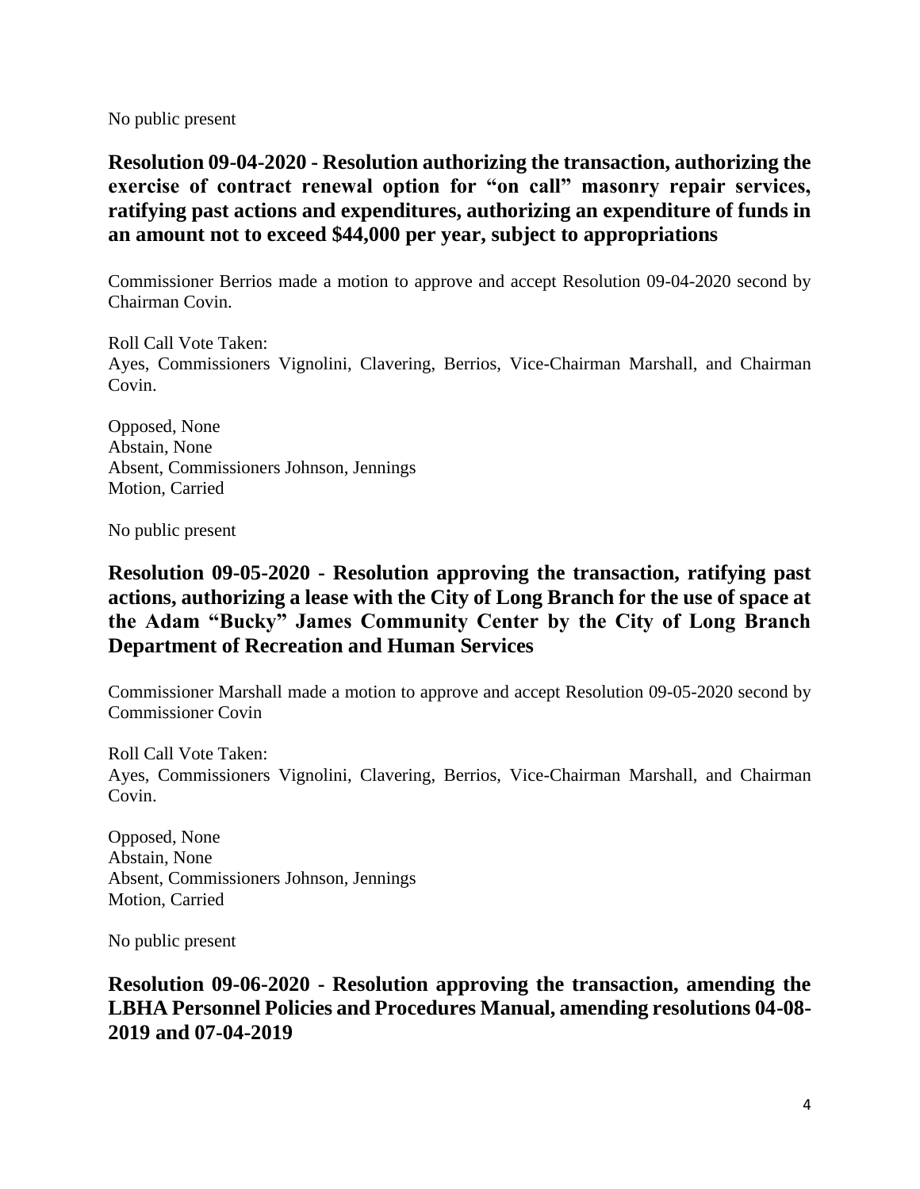No public present

**Resolution 09-04-2020 - Resolution authorizing the transaction, authorizing the exercise of contract renewal option for "on call" masonry repair services, ratifying past actions and expenditures, authorizing an expenditure of funds in an amount not to exceed $44,000 per year, subject to appropriations**

Commissioner Berrios made a motion to approve and accept Resolution 09-04-2020 second by Chairman Covin.

Roll Call Vote Taken:
Ayes, Commissioners Vignolini, Clavering, Berrios, Vice-Chairman Marshall, and Chairman Covin.

Opposed, None
Abstain, None
Absent, Commissioners Johnson, Jennings
Motion, Carried

No public present

**Resolution 09-05-2020 - Resolution approving the transaction, ratifying past actions, authorizing a lease with the City of Long Branch for the use of space at the Adam "Bucky" James Community Center by the City of Long Branch Department of Recreation and Human Services**

Commissioner Marshall made a motion to approve and accept Resolution 09-05-2020 second by Commissioner Covin

Roll Call Vote Taken:
Ayes, Commissioners Vignolini, Clavering, Berrios, Vice-Chairman Marshall, and Chairman Covin.

Opposed, None
Abstain, None
Absent, Commissioners Johnson, Jennings
Motion, Carried

No public present

**Resolution 09-06-2020 - Resolution approving the transaction, amending the LBHA Personnel Policies and Procedures Manual, amending resolutions 04-08-2019 and 07-04-2019**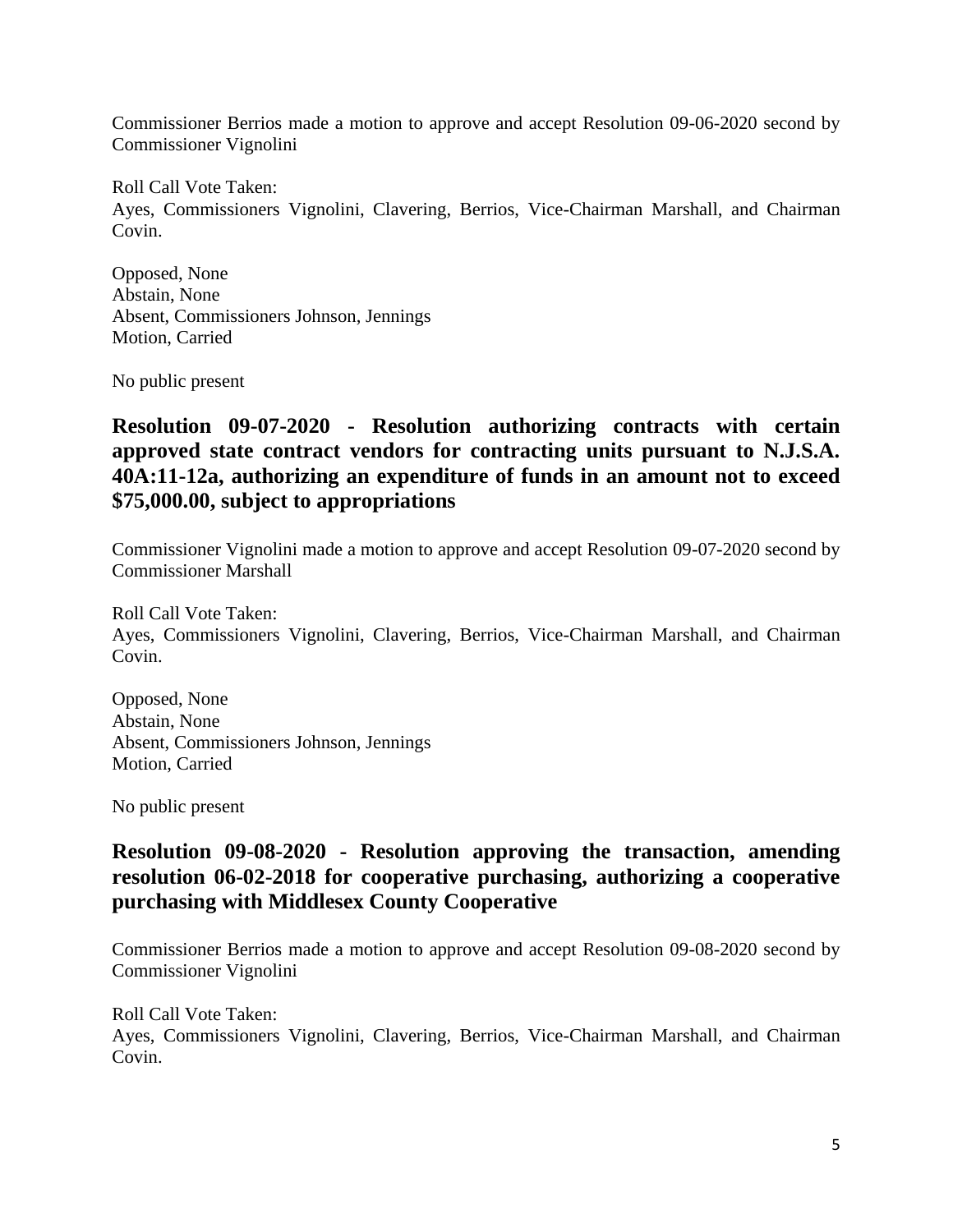Commissioner Berrios made a motion to approve and accept Resolution 09-06-2020 second by Commissioner Vignolini

Roll Call Vote Taken:
Ayes, Commissioners Vignolini, Clavering, Berrios, Vice-Chairman Marshall, and Chairman Covin.

Opposed, None
Abstain, None
Absent, Commissioners Johnson, Jennings
Motion, Carried

No public present

## Resolution 09-07-2020 - Resolution authorizing contracts with certain approved state contract vendors for contracting units pursuant to N.J.S.A. 40A:11-12a, authorizing an expenditure of funds in an amount not to exceed $75,000.00, subject to appropriations

Commissioner Vignolini made a motion to approve and accept Resolution 09-07-2020 second by Commissioner Marshall

Roll Call Vote Taken:
Ayes, Commissioners Vignolini, Clavering, Berrios, Vice-Chairman Marshall, and Chairman Covin.

Opposed, None
Abstain, None
Absent, Commissioners Johnson, Jennings
Motion, Carried

No public present

## Resolution 09-08-2020 - Resolution approving the transaction, amending resolution 06-02-2018 for cooperative purchasing, authorizing a cooperative purchasing with Middlesex County Cooperative

Commissioner Berrios made a motion to approve and accept Resolution 09-08-2020 second by Commissioner Vignolini

Roll Call Vote Taken:
Ayes, Commissioners Vignolini, Clavering, Berrios, Vice-Chairman Marshall, and Chairman Covin.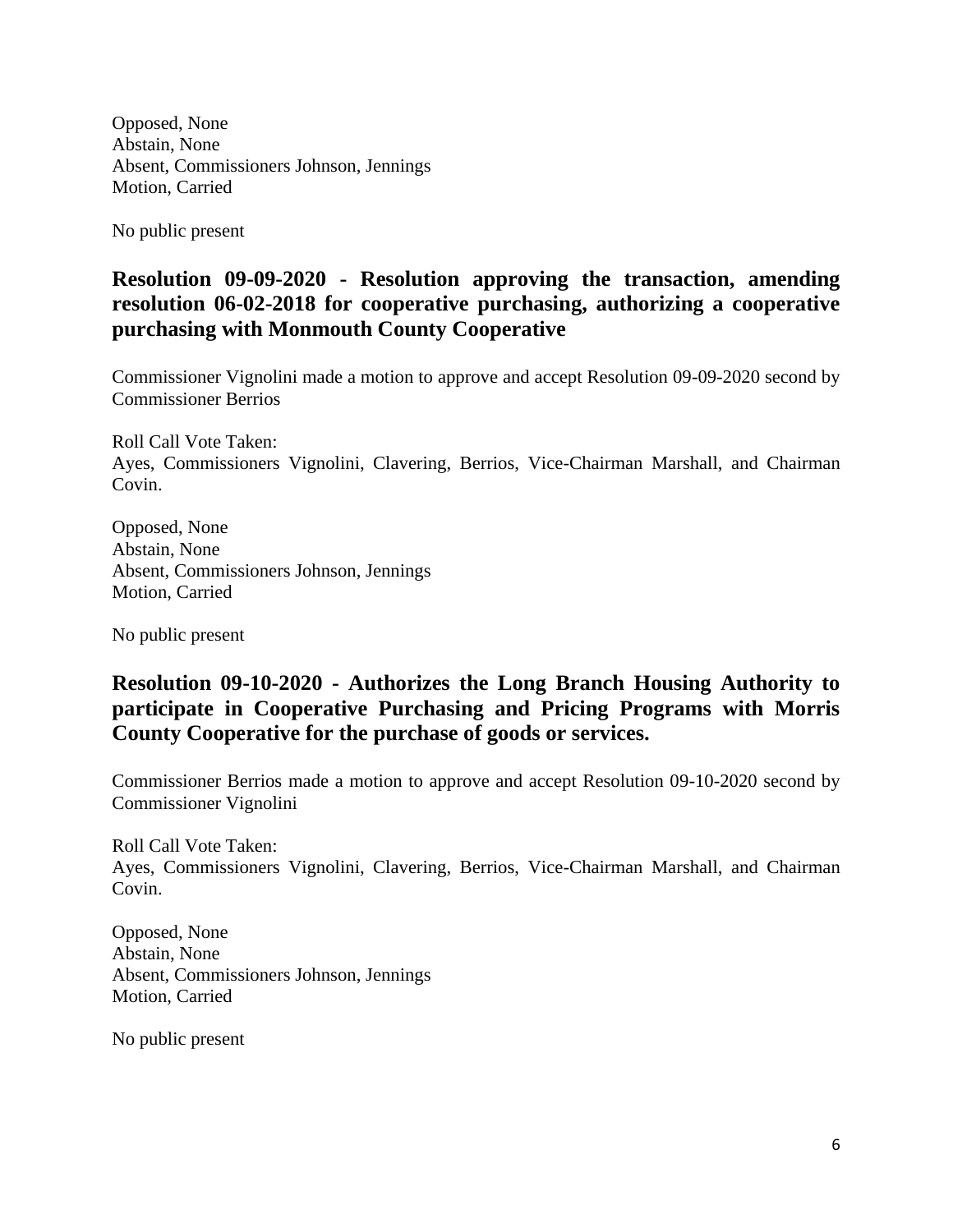Opposed, None
Abstain, None
Absent, Commissioners Johnson, Jennings
Motion, Carried

No public present

### Resolution 09-09-2020 - Resolution approving the transaction, amending resolution 06-02-2018 for cooperative purchasing, authorizing a cooperative purchasing with Monmouth County Cooperative

Commissioner Vignolini made a motion to approve and accept Resolution 09-09-2020 second by Commissioner Berrios

Roll Call Vote Taken:
Ayes, Commissioners Vignolini, Clavering, Berrios, Vice-Chairman Marshall, and Chairman Covin.

Opposed, None
Abstain, None
Absent, Commissioners Johnson, Jennings
Motion, Carried

No public present

### Resolution 09-10-2020 - Authorizes the Long Branch Housing Authority to participate in Cooperative Purchasing and Pricing Programs with Morris County Cooperative for the purchase of goods or services.

Commissioner Berrios made a motion to approve and accept Resolution 09-10-2020 second by Commissioner Vignolini

Roll Call Vote Taken:
Ayes, Commissioners Vignolini, Clavering, Berrios, Vice-Chairman Marshall, and Chairman Covin.

Opposed, None
Abstain, None
Absent, Commissioners Johnson, Jennings
Motion, Carried

No public present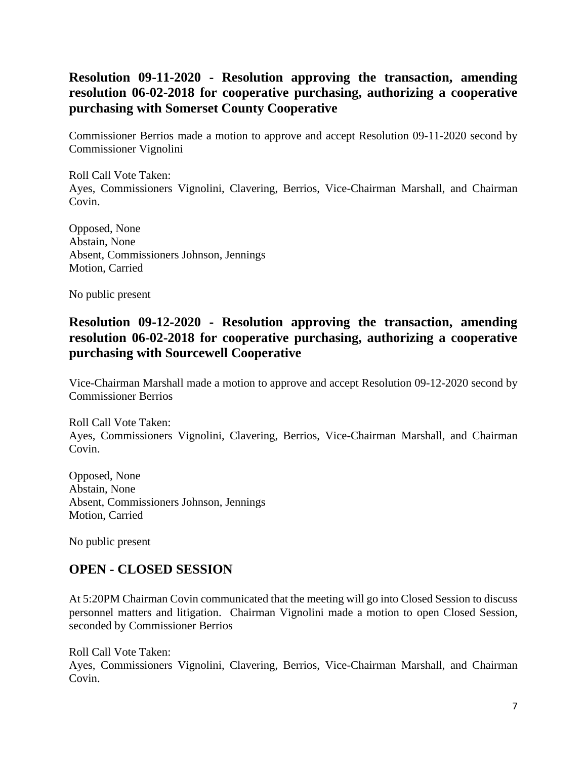## Resolution 09-11-2020 - Resolution approving the transaction, amending resolution 06-02-2018 for cooperative purchasing, authorizing a cooperative purchasing with Somerset County Cooperative

Commissioner Berrios made a motion to approve and accept Resolution 09-11-2020 second by Commissioner Vignolini

Roll Call Vote Taken:
Ayes, Commissioners Vignolini, Clavering, Berrios, Vice-Chairman Marshall, and Chairman Covin.

Opposed, None
Abstain, None
Absent, Commissioners Johnson, Jennings
Motion, Carried

No public present

## Resolution 09-12-2020 - Resolution approving the transaction, amending resolution 06-02-2018 for cooperative purchasing, authorizing a cooperative purchasing with Sourcewell Cooperative

Vice-Chairman Marshall made a motion to approve and accept Resolution 09-12-2020 second by Commissioner Berrios

Roll Call Vote Taken:
Ayes, Commissioners Vignolini, Clavering, Berrios, Vice-Chairman Marshall, and Chairman Covin.

Opposed, None
Abstain, None
Absent, Commissioners Johnson, Jennings
Motion, Carried

No public present

## OPEN - CLOSED SESSION

At 5:20PM Chairman Covin communicated that the meeting will go into Closed Session to discuss personnel matters and litigation. Chairman Vignolini made a motion to open Closed Session, seconded by Commissioner Berrios

Roll Call Vote Taken:
Ayes, Commissioners Vignolini, Clavering, Berrios, Vice-Chairman Marshall, and Chairman Covin.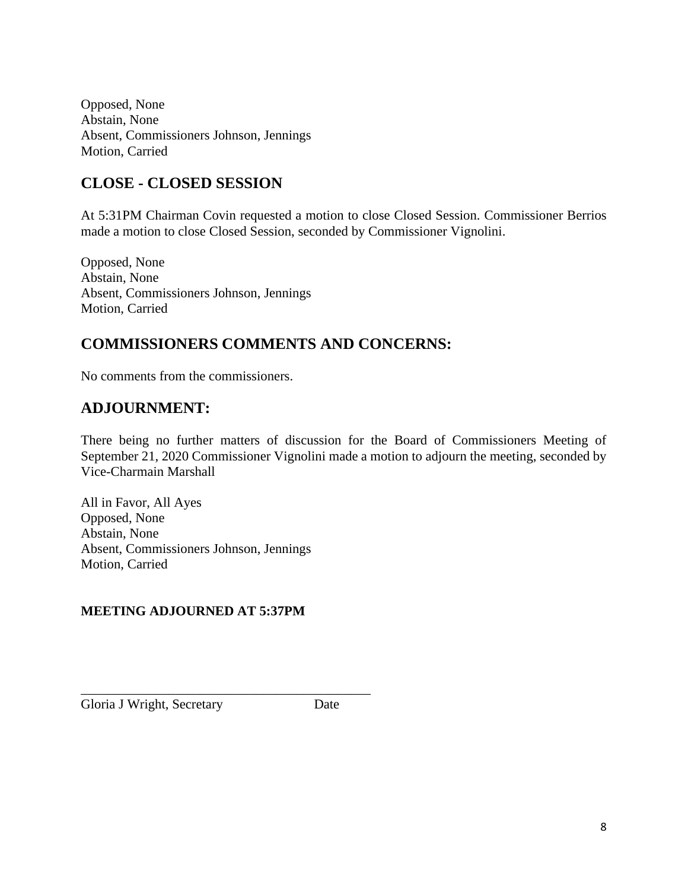Opposed, None
Abstain, None
Absent, Commissioners Johnson, Jennings
Motion, Carried

## CLOSE - CLOSED SESSION

At 5:31PM Chairman Covin requested a motion to close Closed Session. Commissioner Berrios made a motion to close Closed Session, seconded by Commissioner Vignolini.

Opposed, None
Abstain, None
Absent, Commissioners Johnson, Jennings
Motion, Carried

## COMMISSIONERS COMMENTS AND CONCERNS:

No comments from the commissioners.

## ADJOURNMENT:

There being no further matters of discussion for the Board of Commissioners Meeting of September 21, 2020 Commissioner Vignolini made a motion to adjourn the meeting, seconded by Vice-Charmain Marshall

All in Favor, All Ayes
Opposed, None
Abstain, None
Absent, Commissioners Johnson, Jennings
Motion, Carried

**MEETING ADJOURNED AT 5:37PM**

\_\_\_\_\_\_\_\_\_\_\_\_\_\_\_\_\_\_\_\_\_\_\_\_\_\_\_\_\_\_\_\_\_\_\_\_\_\_\_\_\_\_\_\_\_
Gloria J Wright, Secretary Date